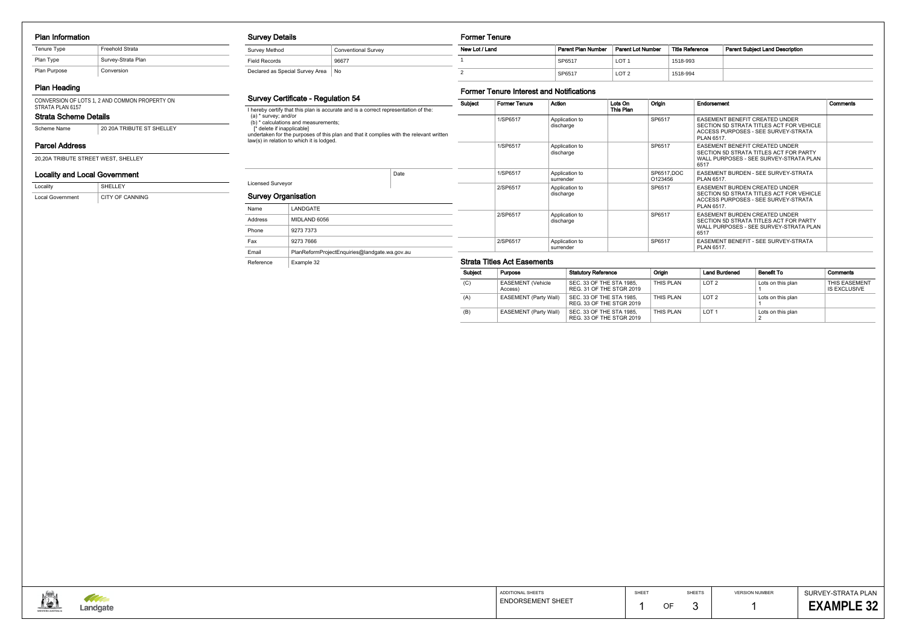## Plan Information

| Tenure Type | Freehold Strata |
| --- | --- |
| Plan Type | Survey-Strata Plan |
| Plan Purpose | Conversion |

## Plan Heading

CONVERSION OF LOTS 1, 2 AND COMMON PROPERTY ON STRATA PLAN 6157

## Strata Scheme Details

| Scheme Name | 20 20A TRIBUTE ST SHELLEY |
| --- | --- |

## Parcel Address

20,20A TRIBUTE STREET WEST, SHELLEY

## Locality and Local Government

| Locality | SHELLEY |
| --- | --- |
| Local Government | CITY OF CANNING |

## Survey Details

| Survey Method | Conventional Survey |
| --- | --- |
| Field Records | 96677 |
| Declared as Special Survey Area | No |

## Survey Certificate - Regulation 54

I hereby certify that this plan is accurate and is a correct representation of the:
(a) * survey; and/or
(b) * calculations and measurements;
[* delete if inapplicable]
undertaken for the purposes of this plan and that it complies with the relevant written law(s) in relation to which it is lodged.

| Licensed Surveyor | Date |
| --- | --- |

## Survey Organisation

| Name | LANDGATE |
| --- | --- |
| Address | MIDLAND 6056 |
| Phone | 9273 7373 |
| Fax | 9273 7666 |
| Email | PlanReformProjectEnquiries@landgate.wa.gov.au |
| Reference | Example 32 |

## Former Tenure

| New Lot / Land | Parent Plan Number | Parent Lot Number | Title Reference | Parent Subject Land Description |
| --- | --- | --- | --- | --- |
| 1 | SP6517 | LOT 1 | 1518-993 | |
| 2 | SP6517 | LOT 2 | 1518-994 | |

## Former Tenure Interest and Notifications

| Subject | Former Tenure | Action | Lots On This Plan | Origin | Endorsement | Comments |
| --- | --- | --- | --- | --- | --- | --- |
| | 1/SP6517 | Application to discharge | | SP6517 | EASEMENT BENEFIT CREATED UNDER SECTION 5D STRATA TITLES ACT FOR VEHICLE ACCESS PURPOSES - SEE SURVEY-STRATA PLAN 6517. | |
| | 1/SP6517 | Application to discharge | | SP6517 | EASEMENT BENEFIT CREATED UNDER SECTION 5D STRATA TITLES ACT FOR PARTY WALL PURPOSES - SEE SURVEY-STRATA PLAN 6517 | |
| | 1/SP6517 | Application to surrender | | SP6517,DOC O123456 | EASEMENT BURDEN - SEE SURVEY-STRATA PLAN 6517. | |
| | 2/SP6517 | Application to discharge | | SP6517 | EASEMENT BURDEN CREATED UNDER SECTION 5D STRATA TITLES ACT FOR VEHICLE ACCESS PURPOSES - SEE SURVEY-STRATA PLAN 6517. | |
| | 2/SP6517 | Application to discharge | | SP6517 | EASEMENT BURDEN CREATED UNDER SECTION 5D STRATA TITLES ACT FOR PARTY WALL PURPOSES - SEE SURVEY-STRATA PLAN 6517 | |
| | 2/SP6517 | Application to surrender | | SP6517 | EASEMENT BENEFIT - SEE SURVEY-STRATA PLAN 6517. | |

## Strata Titles Act Easements

| Subject | Purpose | Statutory Reference | Origin | Land Burdened | Benefit To | Comments |
| --- | --- | --- | --- | --- | --- | --- |
| (C) | EASEMENT (Vehicle Access) | SEC. 33 OF THE STA 1985, REG. 31 OF THE STGR 2019 | THIS PLAN | LOT 2 | Lots on this plan 1 | THIS EASEMENT IS EXCLUSIVE |
| (A) | EASEMENT (Party Wall) | SEC. 33 OF THE STA 1985, REG. 33 OF THE STGR 2019 | THIS PLAN | LOT 2 | Lots on this plan 1 | |
| (B) | EASEMENT (Party Wall) | SEC. 33 OF THE STA 1985, REG. 33 OF THE STGR 2019 | THIS PLAN | LOT 1 | Lots on this plan 2 | |

| ADDITIONAL SHEETS | SHEET | SHEETS | VERSION NUMBER | SURVEY-STRATA PLAN |
| --- | --- | --- | --- | --- |
| ENDORSEMENT SHEET | 1 OF | 3 | 1 | **EXAMPLE 32** |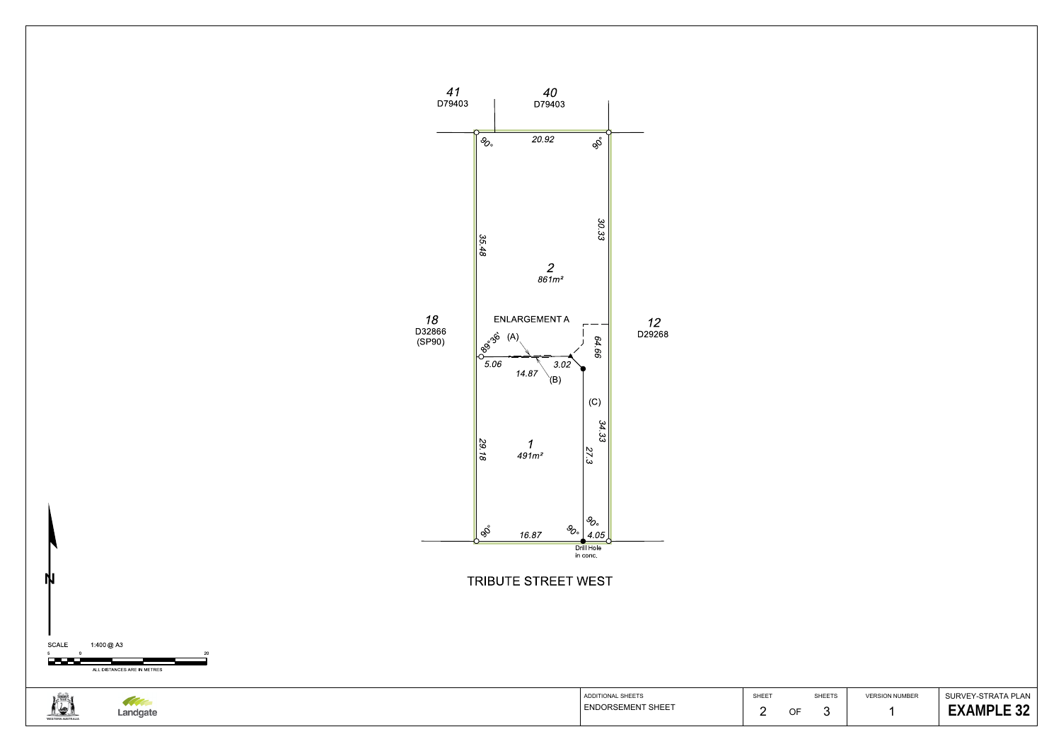41
D79403

40
D79403

20.92

90°

90°

35.48

30.33

2
861m²

18
D32866
(SP90)

ENLARGEMENT A

12
D29268

89°36' (A)

64.66

5.06

14.87

3.02

(B)

(C)

34.33

29.18

1
491m²

27.3

90°

16.87

90°

90°

4.05

Drill Hole
in conc.

TRIBUTE STREET WEST

N

SCALE 1:400 @ A3

5 0 20

ALL DISTANCES ARE IN METRES

Landgate

| ADDITIONAL SHEETS | SHEET | | SHEETS | VERSION NUMBER | SURVEY-STRATA PLAN |
|---|---|---|---|---|---|
| ENDORSEMENT SHEET | 2 | OF | 3 | 1 | **EXAMPLE 32** |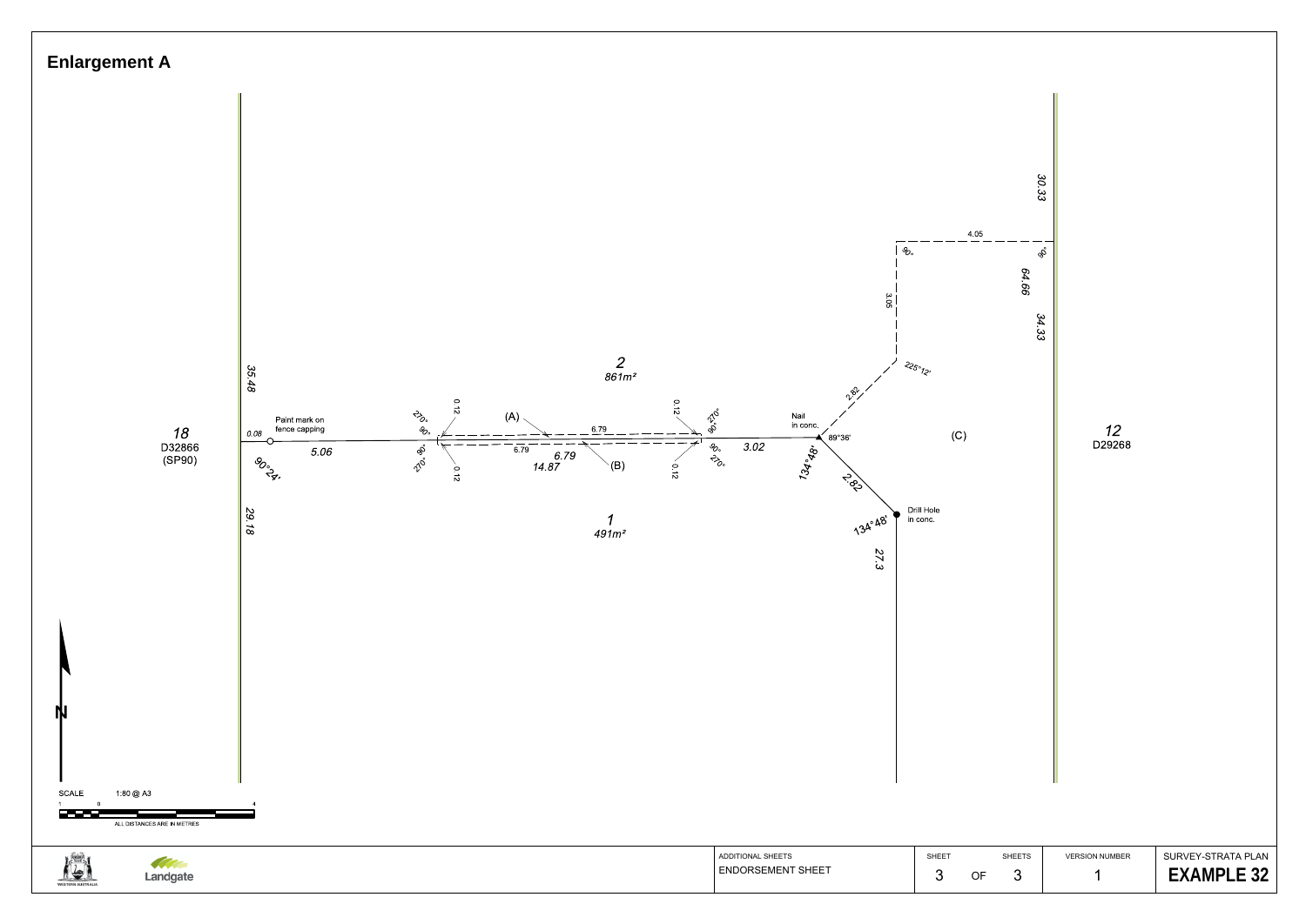## Enlargement A

18
D32866
(SP90)

12
D29268

2
861m²

1
491m²

(A)

(B)

(C)

Paint mark on fence capping

Nail in conc.

Drill Hole in conc.

35.48

29.18

0.08

5.06

90°24'

270°

90°

0.12

6.79

6.79

6.79

14.87

3.02

89°36'

134°48'

2.82

2.82

134°48'

27.3

225°12'

3.05

4.05

30.33

64.66

34.33

SCALE 1:80 @ A3

0 4

ALL DISTANCES ARE IN METRES

N

Landgate

WESTERN AUSTRALIA

| ADDITIONAL SHEETS | SHEET | SHEETS | VERSION NUMBER | SURVEY-STRATA PLAN |
|---|---|---|---|---|
| ENDORSEMENT SHEET | 3 | OF 3 | 1 | **EXAMPLE 32** |